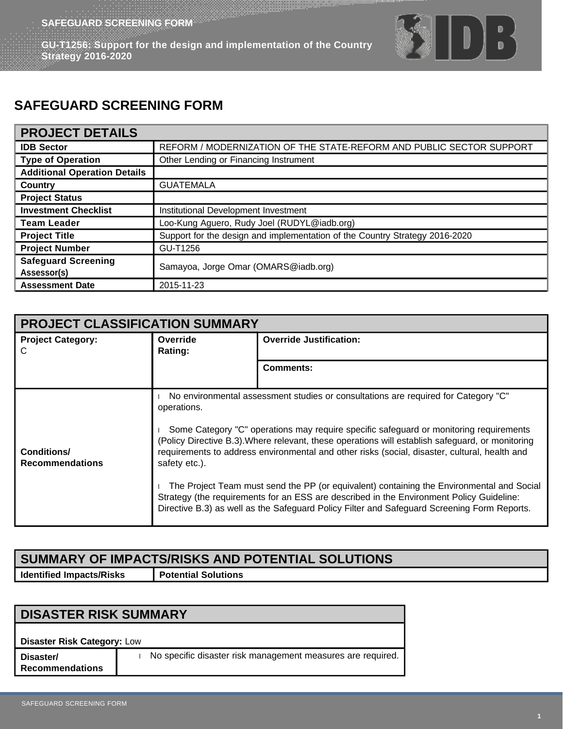# SAFEGUARD SCREENING FORM

| PROJECT DETAILS | |
|---|---|
| **IDB Sector** | REFORM / MODERNIZATION OF THE STATE-REFORM AND PUBLIC SECTOR SUPPORT |
| **Type of Operation** | Other Lending or Financing Instrument |
| **Additional Operation Details** | |
| **Country** | GUATEMALA |
| **Project Status** | |
| **Investment Checklist** | Institutional Development Investment |
| **Team Leader** | Loo-Kung Aguero, Rudy Joel (RUDYL@iadb.org) |
| **Project Title** | Support for the design and implementation of the Country Strategy 2016-2020 |
| **Project Number** | GU-T1256 |
| **Safeguard Screening Assessor(s)** | Samayoa, Jorge Omar (OMARS@iadb.org) |
| **Assessment Date** | 2015-11-23 |

| PROJECT CLASSIFICATION SUMMARY | | |
|---|---|---|
| **Project Category:** C | **Override Rating:** | **Override Justification:** |
| | | **Comments:** |
| **Conditions/ Recommendations** | No environmental assessment studies or consultations are required for Category "C" operations.<br><br>Some Category "C" operations may require specific safeguard or monitoring requirements (Policy Directive B.3).Where relevant, these operations will establish safeguard, or monitoring requirements to address environmental and other risks (social, disaster, cultural, health and safety etc.).<br><br>The Project Team must send the PP (or equivalent) containing the Environmental and Social Strategy (the requirements for an ESS are described in the Environment Policy Guideline: Directive B.3) as well as the Safeguard Policy Filter and Safeguard Screening Form Reports. | |

| SUMMARY OF IMPACTS/RISKS AND POTENTIAL SOLUTIONS | |
|---|---|
| **Identified Impacts/Risks** | **Potential Solutions** |

| DISASTER RISK SUMMARY | |
|---|---|
| **Disaster Risk Category:** Low | |
| **Disaster/ Recommendations** | No specific disaster risk management measures are required. |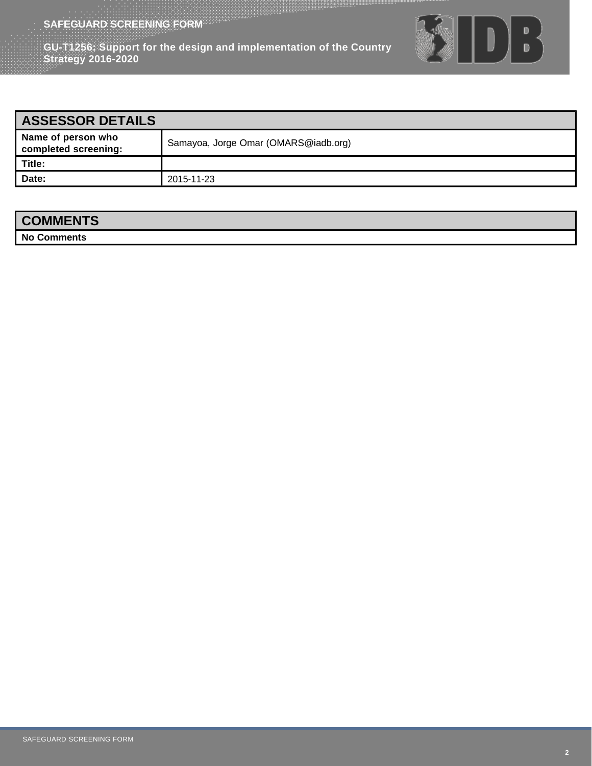| ASSESSOR DETAILS | |
|---|---|
| **Name of person who completed screening:** | Samayoa, Jorge Omar (OMARS@iadb.org) |
| **Title:** | |
| **Date:** | 2015-11-23 |

| COMMENTS |
|---|
| **No Comments** |